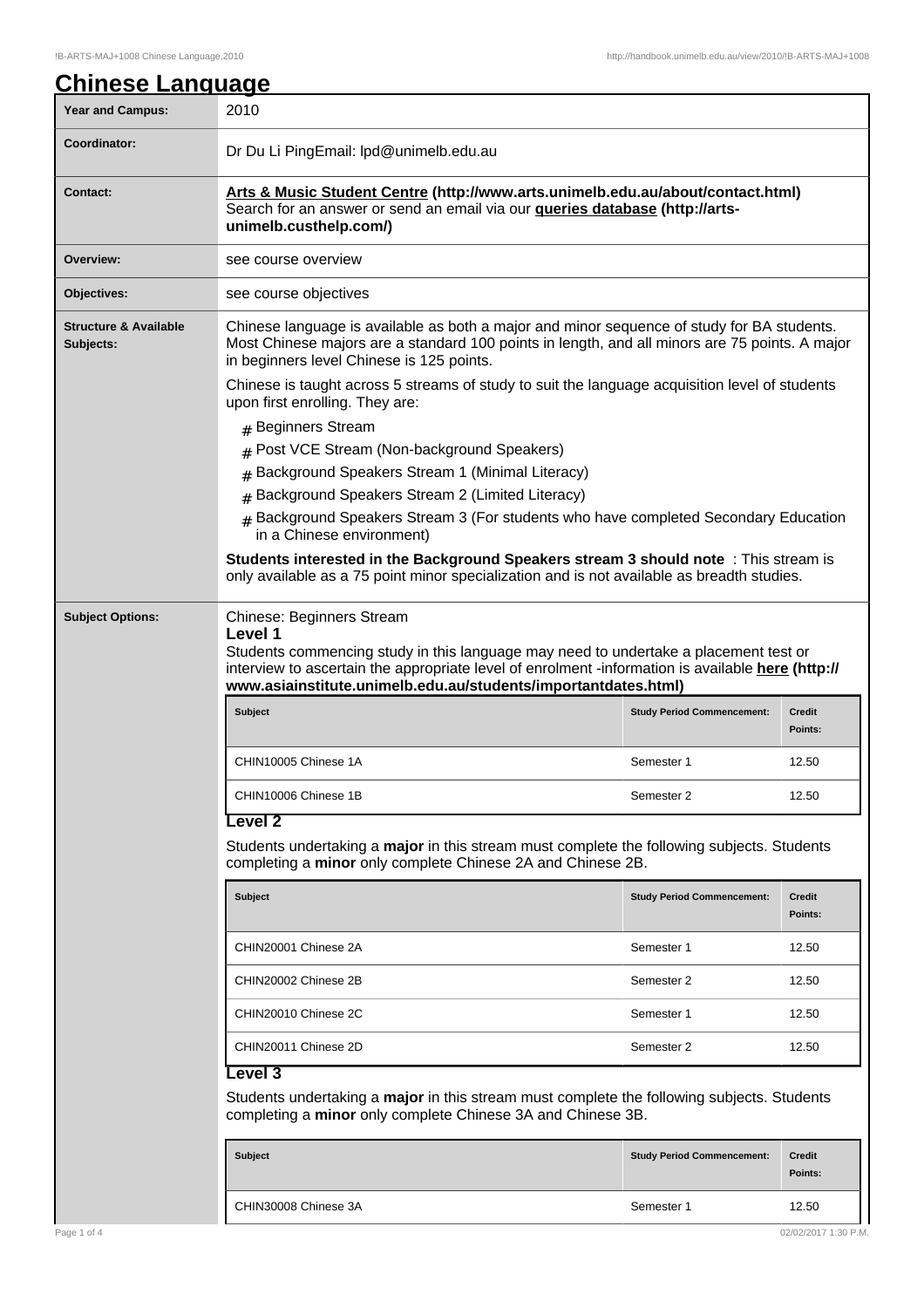# Chinese Language

| | |
|---|---|
| **Year and Campus:** | 2010 |
| **Coordinator:** | Dr Du Li PingEmail: lpd@unimelb.edu.au |
| **Contact:** | **Arts & Music Student Centre (http://www.arts.unimelb.edu.au/about/contact.html)** Search for an answer or send an email via our **queries database (http://arts-unimelb.custhelp.com/)** |
| **Overview:** | see course overview |
| **Objectives:** | see course objectives |

**Structure & Available Subjects:**

Chinese language is available as both a major and minor sequence of study for BA students. Most Chinese majors are a standard 100 points in length, and all minors are 75 points. A major in beginners level Chinese is 125 points.

Chinese is taught across 5 streams of study to suit the language acquisition level of students upon first enrolling. They are:

- Beginners Stream
- Post VCE Stream (Non-background Speakers)
- Background Speakers Stream 1 (Minimal Literacy)
- Background Speakers Stream 2 (Limited Literacy)
- Background Speakers Stream 3 (For students who have completed Secondary Education in a Chinese environment)

**Students interested in the Background Speakers stream 3 should note** : This stream is only available as a 75 point minor specialization and is not available as breadth studies.

**Subject Options:**

Chinese: Beginners Stream

**Level 1**

Students commencing study in this language may need to undertake a placement test or interview to ascertain the appropriate level of enrolment -information is available **here (http://www.asiainstitute.unimelb.edu.au/students/importantdates.html)**

| Subject | Study Period Commencement: | Credit Points: |
|---|---|---|
| CHIN10005 Chinese 1A | Semester 1 | 12.50 |
| CHIN10006 Chinese 1B | Semester 2 | 12.50 |

**Level 2**

Students undertaking a **major** in this stream must complete the following subjects. Students completing a **minor** only complete Chinese 2A and Chinese 2B.

| Subject | Study Period Commencement: | Credit Points: |
|---|---|---|
| CHIN20001 Chinese 2A | Semester 1 | 12.50 |
| CHIN20002 Chinese 2B | Semester 2 | 12.50 |
| CHIN20010 Chinese 2C | Semester 1 | 12.50 |
| CHIN20011 Chinese 2D | Semester 2 | 12.50 |

**Level 3**

Students undertaking a **major** in this stream must complete the following subjects. Students completing a **minor** only complete Chinese 3A and Chinese 3B.

| Subject | Study Period Commencement: | Credit Points: |
|---|---|---|
| CHIN30008 Chinese 3A | Semester 1 | 12.50 |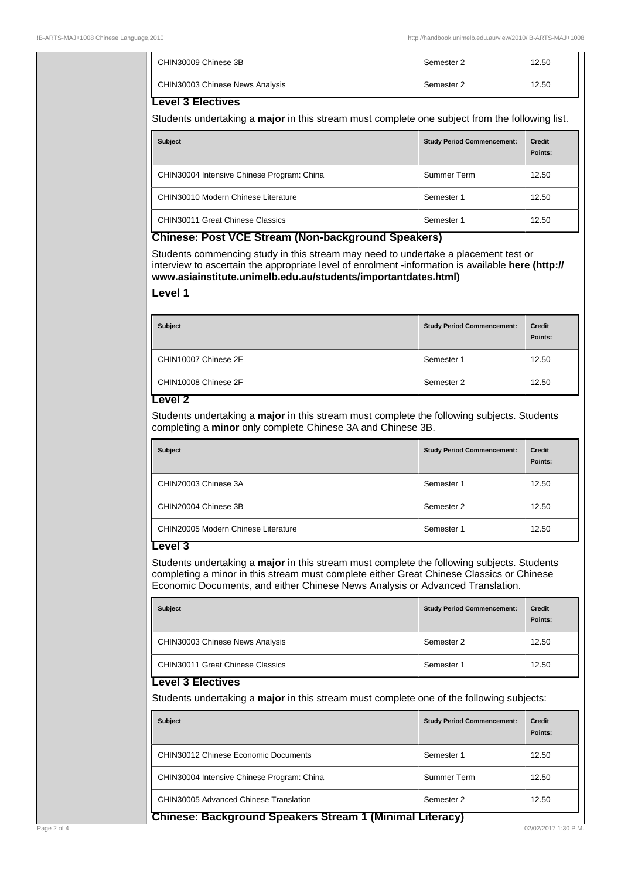| CHIN30009 Chinese 3B | Semester 2 | 12.50 |
|---|---|---|
| CHIN30003 Chinese News Analysis | Semester 2 | 12.50 |

### Level 3 Electives

Students undertaking a **major** in this stream must complete one subject from the following list.

| Subject | Study Period Commencement: | Credit Points: |
|---|---|---|
| CHIN30004 Intensive Chinese Program: China | Summer Term | 12.50 |
| CHIN30010 Modern Chinese Literature | Semester 1 | 12.50 |
| CHIN30011 Great Chinese Classics | Semester 1 | 12.50 |

## Chinese: Post VCE Stream (Non-background Speakers)

Students commencing study in this stream may need to undertake a placement test or interview to ascertain the appropriate level of enrolment -information is available **here (http://www.asiainstitute.unimelb.edu.au/students/importantdates.html)**

### Level 1

| Subject | Study Period Commencement: | Credit Points: |
|---|---|---|
| CHIN10007 Chinese 2E | Semester 1 | 12.50 |
| CHIN10008 Chinese 2F | Semester 2 | 12.50 |

### Level 2

Students undertaking a **major** in this stream must complete the following subjects. Students completing a **minor** only complete Chinese 3A and Chinese 3B.

| Subject | Study Period Commencement: | Credit Points: |
|---|---|---|
| CHIN20003 Chinese 3A | Semester 1 | 12.50 |
| CHIN20004 Chinese 3B | Semester 2 | 12.50 |
| CHIN20005 Modern Chinese Literature | Semester 1 | 12.50 |

### Level 3

Students undertaking a **major** in this stream must complete the following subjects. Students completing a minor in this stream must complete either Great Chinese Classics or Chinese Economic Documents, and either Chinese News Analysis or Advanced Translation.

| Subject | Study Period Commencement: | Credit Points: |
|---|---|---|
| CHIN30003 Chinese News Analysis | Semester 2 | 12.50 |
| CHIN30011 Great Chinese Classics | Semester 1 | 12.50 |

### Level 3 Electives

Students undertaking a **major** in this stream must complete one of the following subjects:

| Subject | Study Period Commencement: | Credit Points: |
|---|---|---|
| CHIN30012 Chinese Economic Documents | Semester 1 | 12.50 |
| CHIN30004 Intensive Chinese Program: China | Summer Term | 12.50 |
| CHIN30005 Advanced Chinese Translation | Semester 2 | 12.50 |

## Chinese: Background Speakers Stream 1 (Minimal Literacy)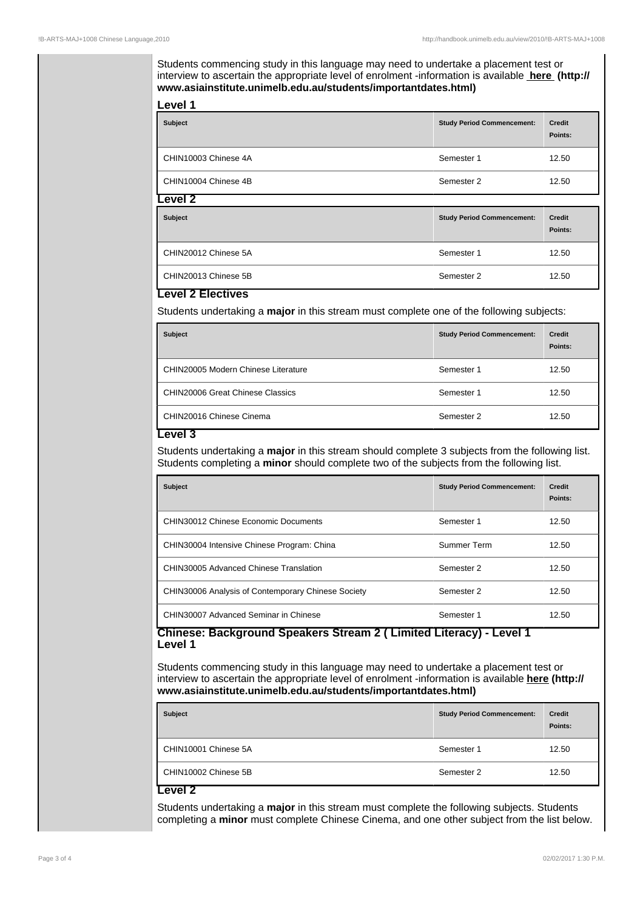Students commencing study in this language may need to undertake a placement test or interview to ascertain the appropriate level of enrolment -information is available **here (http://www.asiainstitute.unimelb.edu.au/students/importantdates.html)**

### Level 1

| Subject | Study Period Commencement: | Credit Points: |
| --- | --- | --- |
| CHIN10003 Chinese 4A | Semester 1 | 12.50 |
| CHIN10004 Chinese 4B | Semester 2 | 12.50 |

### Level 2

| Subject | Study Period Commencement: | Credit Points: |
| --- | --- | --- |
| CHIN20012 Chinese 5A | Semester 1 | 12.50 |
| CHIN20013 Chinese 5B | Semester 2 | 12.50 |

### Level 2 Electives

Students undertaking a **major** in this stream must complete one of the following subjects:

| Subject | Study Period Commencement: | Credit Points: |
| --- | --- | --- |
| CHIN20005 Modern Chinese Literature | Semester 1 | 12.50 |
| CHIN20006 Great Chinese Classics | Semester 1 | 12.50 |
| CHIN20016 Chinese Cinema | Semester 2 | 12.50 |

### Level 3

Students undertaking a **major** in this stream should complete 3 subjects from the following list. Students completing a **minor** should complete two of the subjects from the following list.

| Subject | Study Period Commencement: | Credit Points: |
| --- | --- | --- |
| CHIN30012 Chinese Economic Documents | Semester 1 | 12.50 |
| CHIN30004 Intensive Chinese Program: China | Summer Term | 12.50 |
| CHIN30005 Advanced Chinese Translation | Semester 2 | 12.50 |
| CHIN30006 Analysis of Contemporary Chinese Society | Semester 2 | 12.50 |
| CHIN30007 Advanced Seminar in Chinese | Semester 1 | 12.50 |

### Chinese: Background Speakers Stream 2 ( Limited Literacy) - Level 1

### Level 1

Students commencing study in this language may need to undertake a placement test or interview to ascertain the appropriate level of enrolment -information is available **here (http://www.asiainstitute.unimelb.edu.au/students/importantdates.html)**

| Subject | Study Period Commencement: | Credit Points: |
| --- | --- | --- |
| CHIN10001 Chinese 5A | Semester 1 | 12.50 |
| CHIN10002 Chinese 5B | Semester 2 | 12.50 |

### Level 2

Students undertaking a **major** in this stream must complete the following subjects. Students completing a **minor** must complete Chinese Cinema, and one other subject from the list below.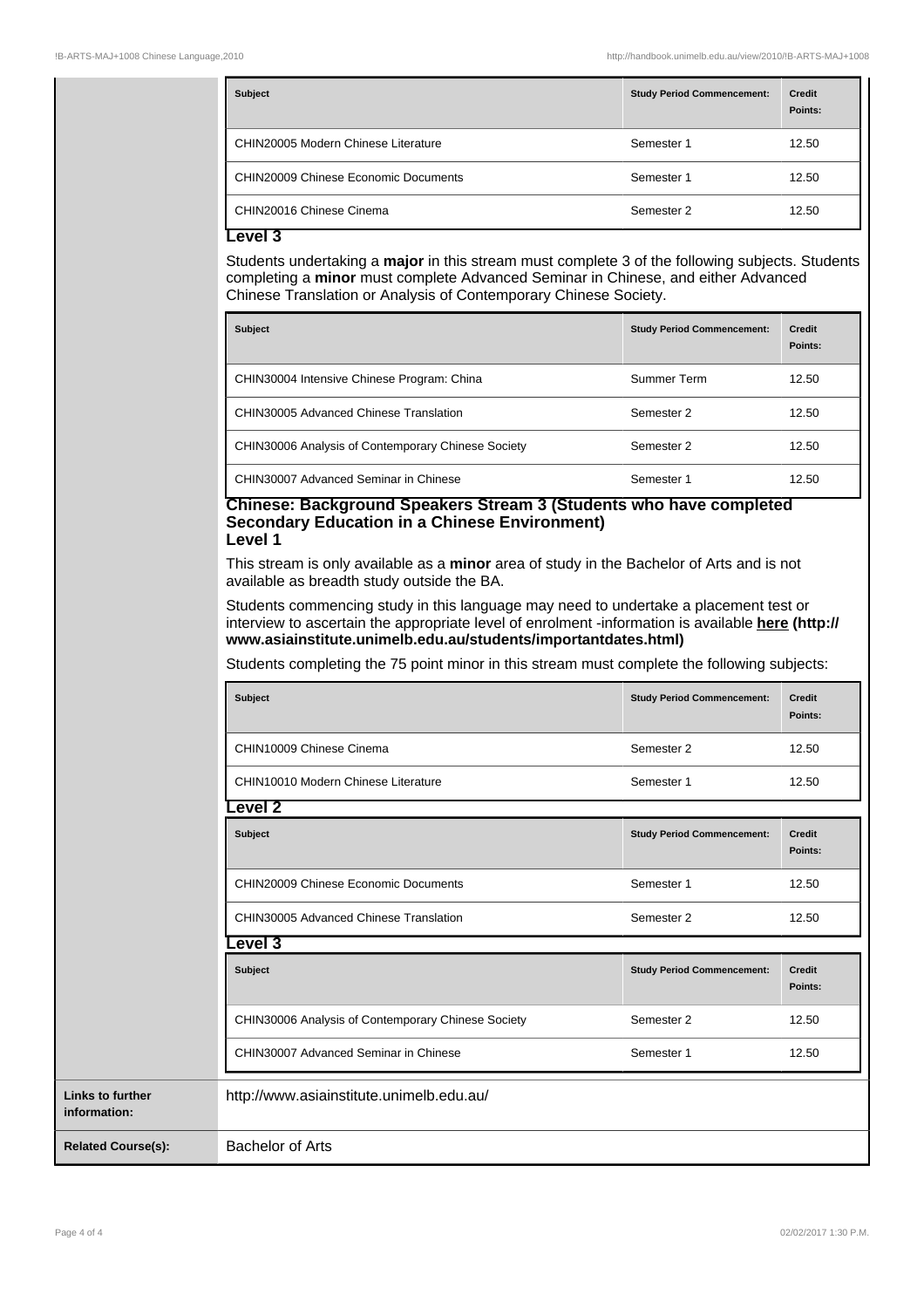| Subject | Study Period Commencement: | Credit Points: |
|---|---|---|
| CHIN20005 Modern Chinese Literature | Semester 1 | 12.50 |
| CHIN20009 Chinese Economic Documents | Semester 1 | 12.50 |
| CHIN20016 Chinese Cinema | Semester 2 | 12.50 |

### Level 3

Students undertaking a **major** in this stream must complete 3 of the following subjects. Students completing a **minor** must complete Advanced Seminar in Chinese, and either Advanced Chinese Translation or Analysis of Contemporary Chinese Society.

| Subject | Study Period Commencement: | Credit Points: |
|---|---|---|
| CHIN30004 Intensive Chinese Program: China | Summer Term | 12.50 |
| CHIN30005 Advanced Chinese Translation | Semester 2 | 12.50 |
| CHIN30006 Analysis of Contemporary Chinese Society | Semester 2 | 12.50 |
| CHIN30007 Advanced Seminar in Chinese | Semester 1 | 12.50 |

## Chinese: Background Speakers Stream 3 (Students who have completed Secondary Education in a Chinese Environment)

### Level 1

This stream is only available as a **minor** area of study in the Bachelor of Arts and is not available as breadth study outside the BA.

Students commencing study in this language may need to undertake a placement test or interview to ascertain the appropriate level of enrolment -information is available **here (http://www.asiainstitute.unimelb.edu.au/students/importantdates.html)**

Students completing the 75 point minor in this stream must complete the following subjects:

| Subject | Study Period Commencement: | Credit Points: |
|---|---|---|
| CHIN10009 Chinese Cinema | Semester 2 | 12.50 |
| CHIN10010 Modern Chinese Literature | Semester 1 | 12.50 |

### Level 2

| Subject | Study Period Commencement: | Credit Points: |
|---|---|---|
| CHIN20009 Chinese Economic Documents | Semester 1 | 12.50 |
| CHIN30005 Advanced Chinese Translation | Semester 2 | 12.50 |

### Level 3

| Subject | Study Period Commencement: | Credit Points: |
|---|---|---|
| CHIN30006 Analysis of Contemporary Chinese Society | Semester 2 | 12.50 |
| CHIN30007 Advanced Seminar in Chinese | Semester 1 | 12.50 |

| | |
|---|---|
| **Links to further information:** | http://www.asiainstitute.unimelb.edu.au/ |
| **Related Course(s):** | Bachelor of Arts |